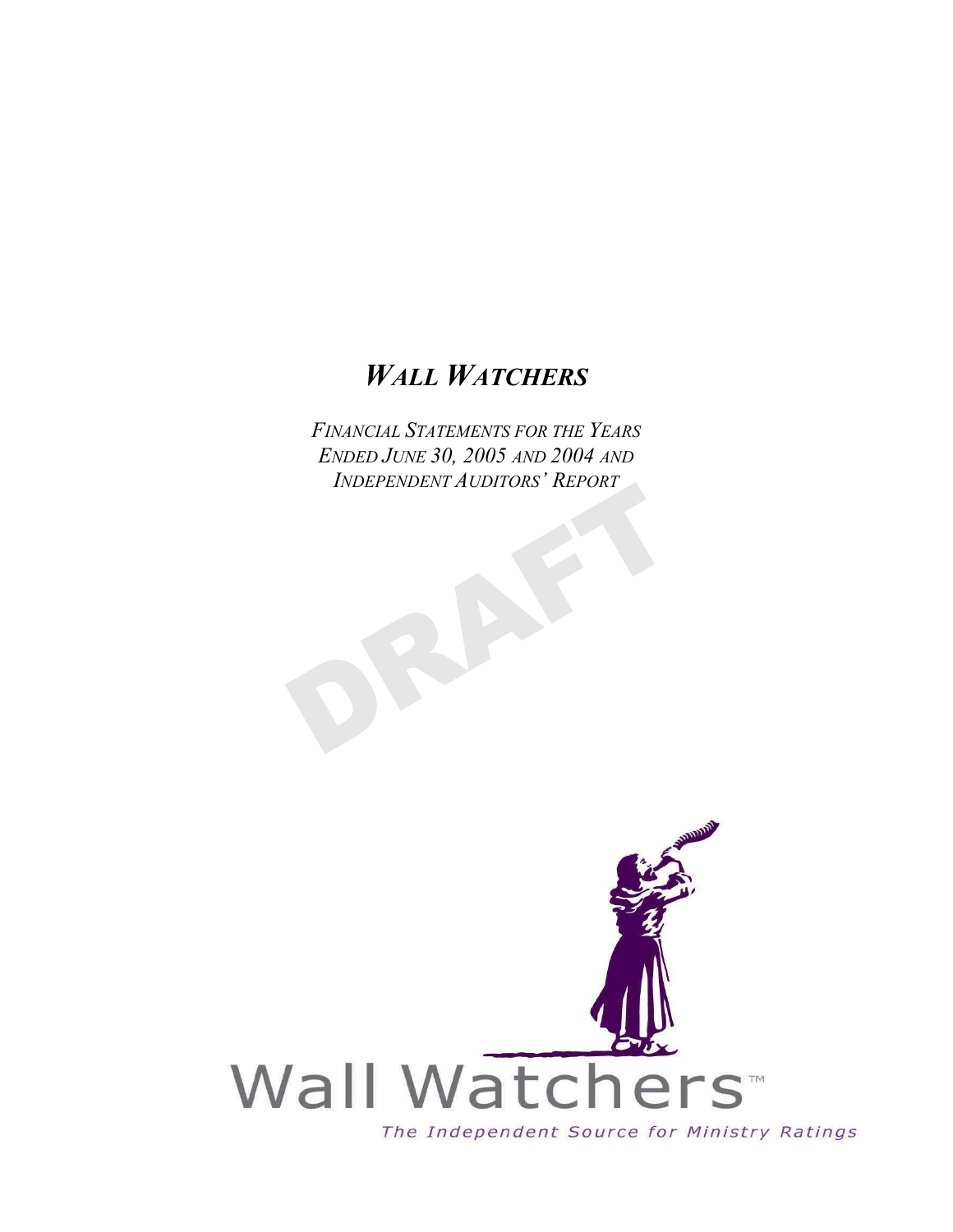# *WALL WATCHERS*

*FINANCIAL STATEMENTS FOR THE YEARS ENDED JUNE 30, 2005 AND 2004 AND INDEPENDENT AUDITORS' REPORT*

DRAFT

Wall Watchers™

*The Independent Source for Ministry Ratings*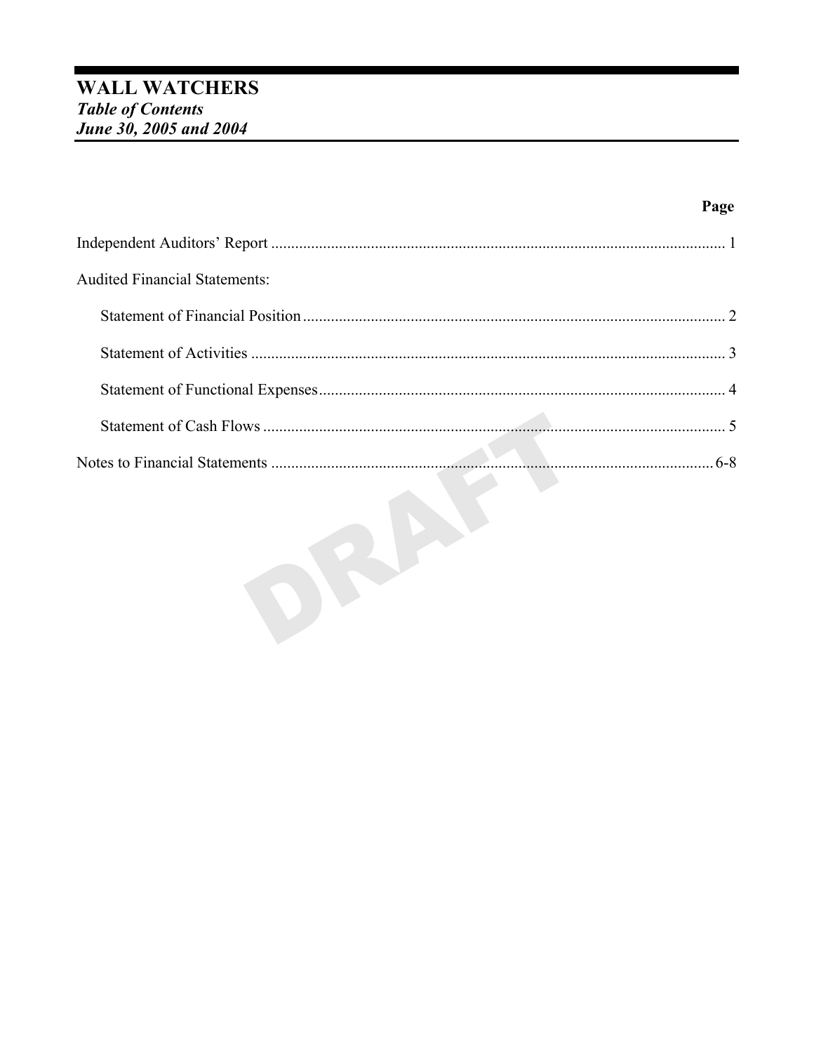# WALL WATCHERS

***Table of Contents***

***June 30, 2005 and 2004***

| | Page |
|---|---|
| Independent Auditors' Report | 1 |
| Audited Financial Statements: | |
| Statement of Financial Position | 2 |
| Statement of Activities | 3 |
| Statement of Functional Expenses | 4 |
| Statement of Cash Flows | 5 |
| Notes to Financial Statements | 6-8 |

DRAFT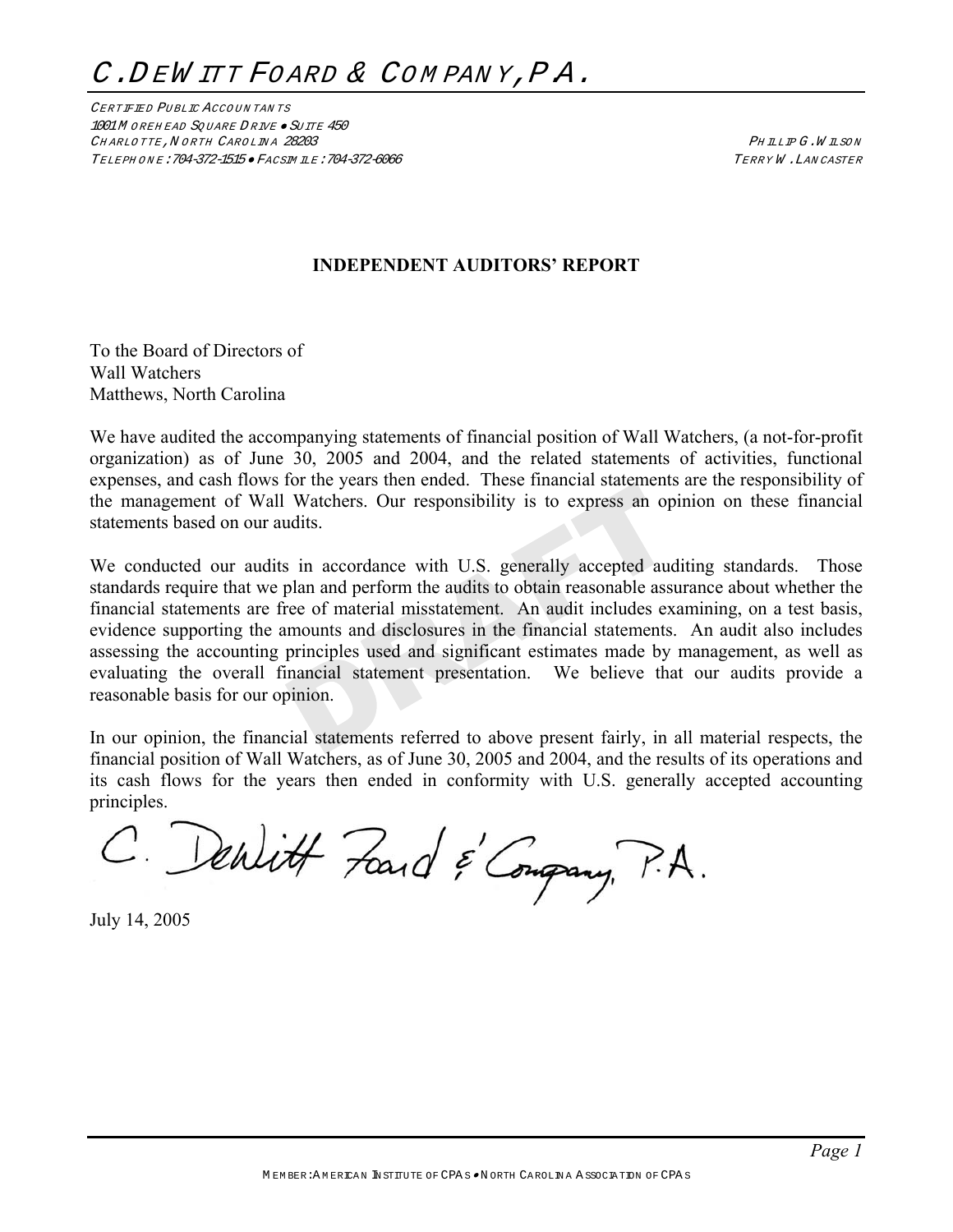# C. DeWitt Foard & Company, P.A.

CERTIFIED PUBLIC ACCOUNTANTS
1001 MOREHEAD SQUARE DRIVE • SUITE 450
CHARLOTTE, NORTH CAROLINA 28203
TELEPHONE: 704-372-1515 • FACSIMILE: 704-372-6066

PHILLIP G. WILSON
TERRY W. LANCASTER

**INDEPENDENT AUDITORS' REPORT**

To the Board of Directors of
Wall Watchers
Matthews, North Carolina

We have audited the accompanying statements of financial position of Wall Watchers, (a not-for-profit organization) as of June 30, 2005 and 2004, and the related statements of activities, functional expenses, and cash flows for the years then ended. These financial statements are the responsibility of the management of Wall Watchers. Our responsibility is to express an opinion on these financial statements based on our audits.

We conducted our audits in accordance with U.S. generally accepted auditing standards. Those standards require that we plan and perform the audits to obtain reasonable assurance about whether the financial statements are free of material misstatement. An audit includes examining, on a test basis, evidence supporting the amounts and disclosures in the financial statements. An audit also includes assessing the accounting principles used and significant estimates made by management, as well as evaluating the overall financial statement presentation. We believe that our audits provide a reasonable basis for our opinion.

In our opinion, the financial statements referred to above present fairly, in all material respects, the financial position of Wall Watchers, as of June 30, 2005 and 2004, and the results of its operations and its cash flows for the years then ended in conformity with U.S. generally accepted accounting principles.

C. DeWitt Foard & Company, P.A.

July 14, 2005

MEMBER: AMERICAN INSTITUTE OF CPAS • NORTH CAROLINA ASSOCIATION OF CPAS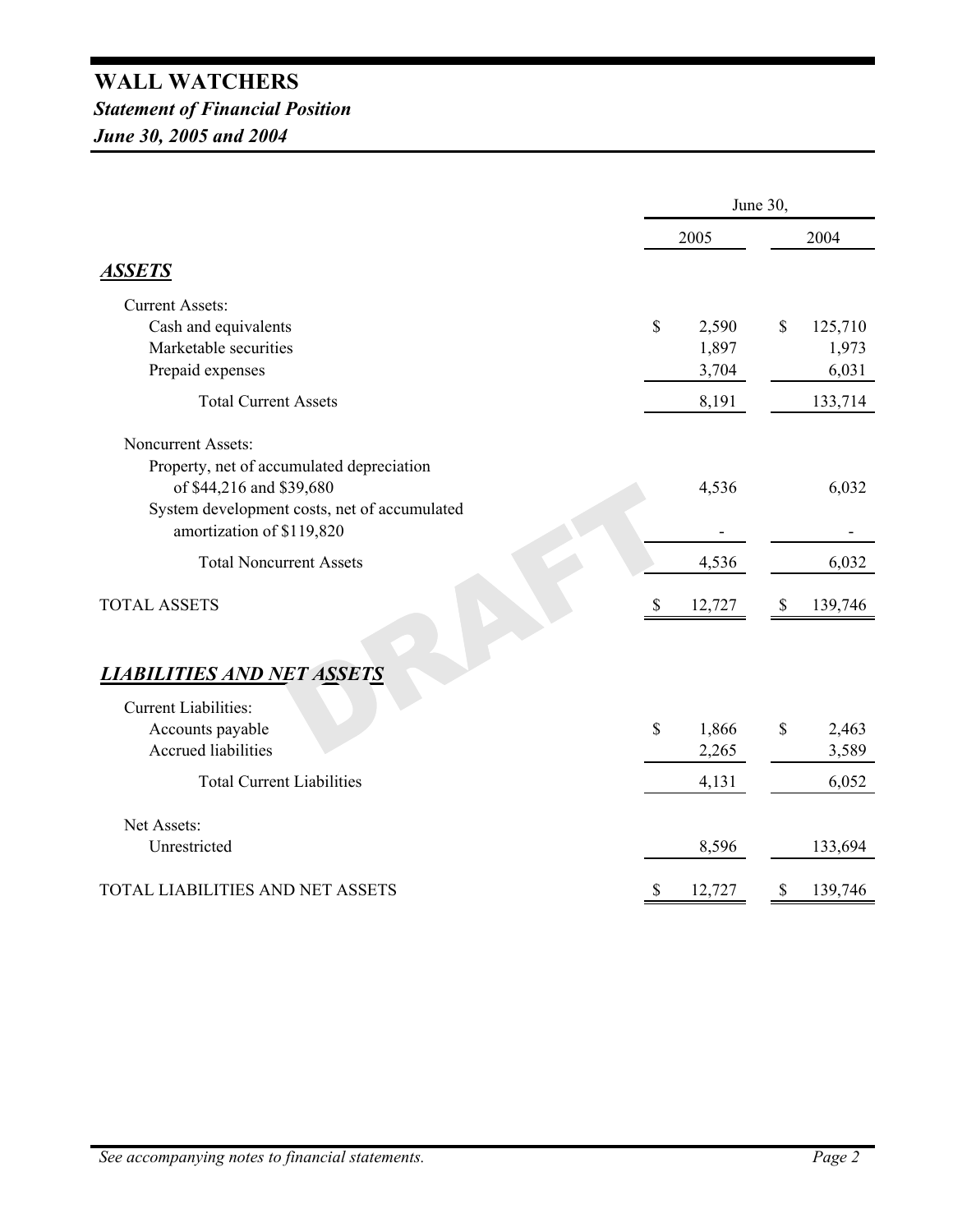# WALL WATCHERS

## *Statement of Financial Position*

## *June 30, 2005 and 2004*

| | June 30, | |
|---|---|---|
| | 2005 | 2004 |
| ***ASSETS*** | | |
| Current Assets: | | |
| Cash and equivalents | $ 2,590 | $ 125,710 |
| Marketable securities | 1,897 | 1,973 |
| Prepaid expenses | 3,704 | 6,031 |
| Total Current Assets | 8,191 | 133,714 |
| Noncurrent Assets: | | |
| Property, net of accumulated depreciation of $44,216 and $39,680 | 4,536 | 6,032 |
| System development costs, net of accumulated amortization of $119,820 | - | - |
| Total Noncurrent Assets | 4,536 | 6,032 |
| TOTAL ASSETS | $ 12,727 | $ 139,746 |
| ***LIABILITIES AND NET ASSETS*** | | |
| Current Liabilities: | | |
| Accounts payable | $ 1,866 | $ 2,463 |
| Accrued liabilities | 2,265 | 3,589 |
| Total Current Liabilities | 4,131 | 6,052 |
| Net Assets: | | |
| Unrestricted | 8,596 | 133,694 |
| TOTAL LIABILITIES AND NET ASSETS | $ 12,727 | $ 139,746 |

*See accompanying notes to financial statements.*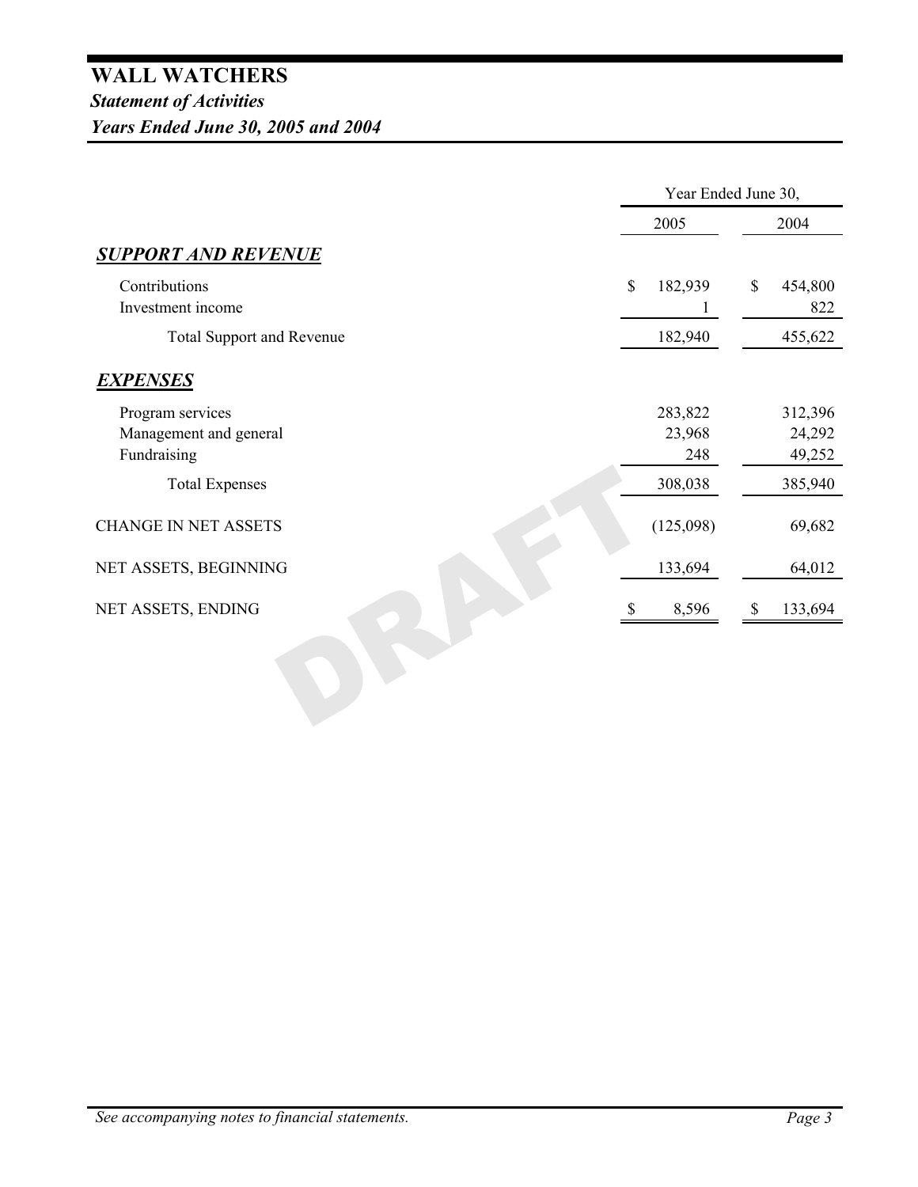# WALL WATCHERS

## *Statement of Activities*

## *Years Ended June 30, 2005 and 2004*

| | Year Ended June 30, | |
|---|---|---|
| | 2005 | 2004 |
| ***SUPPORT AND REVENUE*** | | |
| Contributions | $ 182,939 | $ 454,800 |
| Investment income | 1 | 822 |
| Total Support and Revenue | 182,940 | 455,622 |
| ***EXPENSES*** | | |
| Program services | 283,822 | 312,396 |
| Management and general | 23,968 | 24,292 |
| Fundraising | 248 | 49,252 |
| Total Expenses | 308,038 | 385,940 |
| CHANGE IN NET ASSETS | (125,098) | 69,682 |
| NET ASSETS, BEGINNING | 133,694 | 64,012 |
| NET ASSETS, ENDING | $ 8,596 | $ 133,694 |

DRAFT

*See accompanying notes to financial statements.*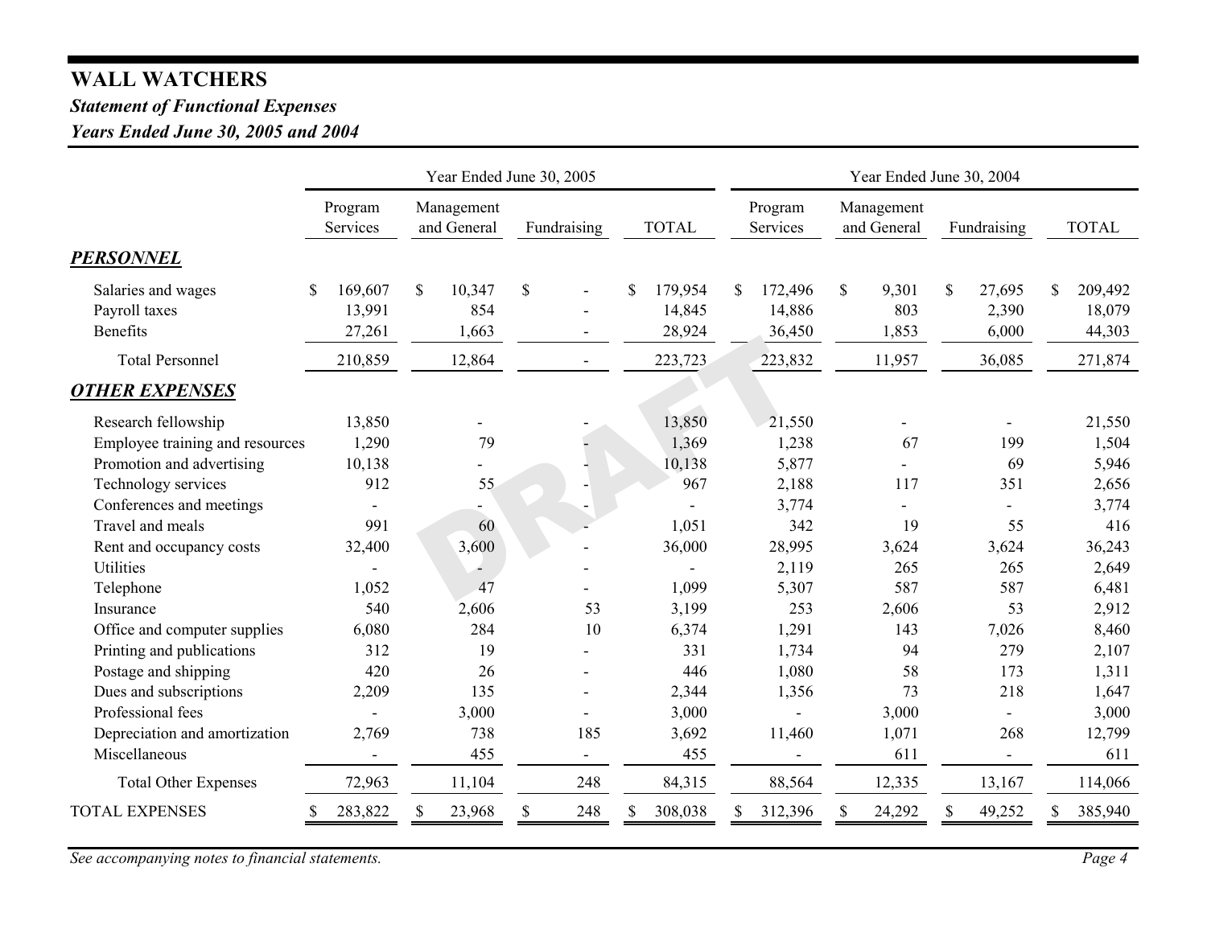## WALL WATCHERS

***Statement of Functional Expenses***

***Years Ended June 30, 2005 and 2004***

| | Year Ended June 30, 2005 | | | | Year Ended June 30, 2004 | | | |
|---|---|---|---|---|---|---|---|---|
| | Program Services | Management and General | Fundraising | TOTAL | Program Services | Management and General | Fundraising | TOTAL |
| ***PERSONNEL*** | | | | | | | | |
| Salaries and wages | $ 169,607 | $ 10,347 | $ - | $ 179,954 | $ 172,496 | $ 9,301 | $ 27,695 | $ 209,492 |
| Payroll taxes | 13,991 | 854 | - | 14,845 | 14,886 | 803 | 2,390 | 18,079 |
| Benefits | 27,261 | 1,663 | - | 28,924 | 36,450 | 1,853 | 6,000 | 44,303 |
| Total Personnel | 210,859 | 12,864 | - | 223,723 | 223,832 | 11,957 | 36,085 | 271,874 |
| ***OTHER EXPENSES*** | | | | | | | | |
| Research fellowship | 13,850 | - | - | 13,850 | 21,550 | - | - | 21,550 |
| Employee training and resources | 1,290 | 79 | - | 1,369 | 1,238 | 67 | 199 | 1,504 |
| Promotion and advertising | 10,138 | - | - | 10,138 | 5,877 | - | 69 | 5,946 |
| Technology services | 912 | 55 | - | 967 | 2,188 | 117 | 351 | 2,656 |
| Conferences and meetings | - | - | - | - | 3,774 | - | - | 3,774 |
| Travel and meals | 991 | 60 | - | 1,051 | 342 | 19 | 55 | 416 |
| Rent and occupancy costs | 32,400 | 3,600 | - | 36,000 | 28,995 | 3,624 | 3,624 | 36,243 |
| Utilities | - | - | - | - | 2,119 | 265 | 265 | 2,649 |
| Telephone | 1,052 | 47 | - | 1,099 | 5,307 | 587 | 587 | 6,481 |
| Insurance | 540 | 2,606 | 53 | 3,199 | 253 | 2,606 | 53 | 2,912 |
| Office and computer supplies | 6,080 | 284 | 10 | 6,374 | 1,291 | 143 | 7,026 | 8,460 |
| Printing and publications | 312 | 19 | - | 331 | 1,734 | 94 | 279 | 2,107 |
| Postage and shipping | 420 | 26 | - | 446 | 1,080 | 58 | 173 | 1,311 |
| Dues and subscriptions | 2,209 | 135 | - | 2,344 | 1,356 | 73 | 218 | 1,647 |
| Professional fees | - | 3,000 | - | 3,000 | - | 3,000 | - | 3,000 |
| Depreciation and amortization | 2,769 | 738 | 185 | 3,692 | 11,460 | 1,071 | 268 | 12,799 |
| Miscellaneous | - | 455 | - | 455 | - | 611 | - | 611 |
| Total Other Expenses | 72,963 | 11,104 | 248 | 84,315 | 88,564 | 12,335 | 13,167 | 114,066 |
| TOTAL EXPENSES | $ 283,822 | $ 23,968 | $ 248 | $ 308,038 | $ 312,396 | $ 24,292 | $ 49,252 | $ 385,940 |

*See accompanying notes to financial statements.*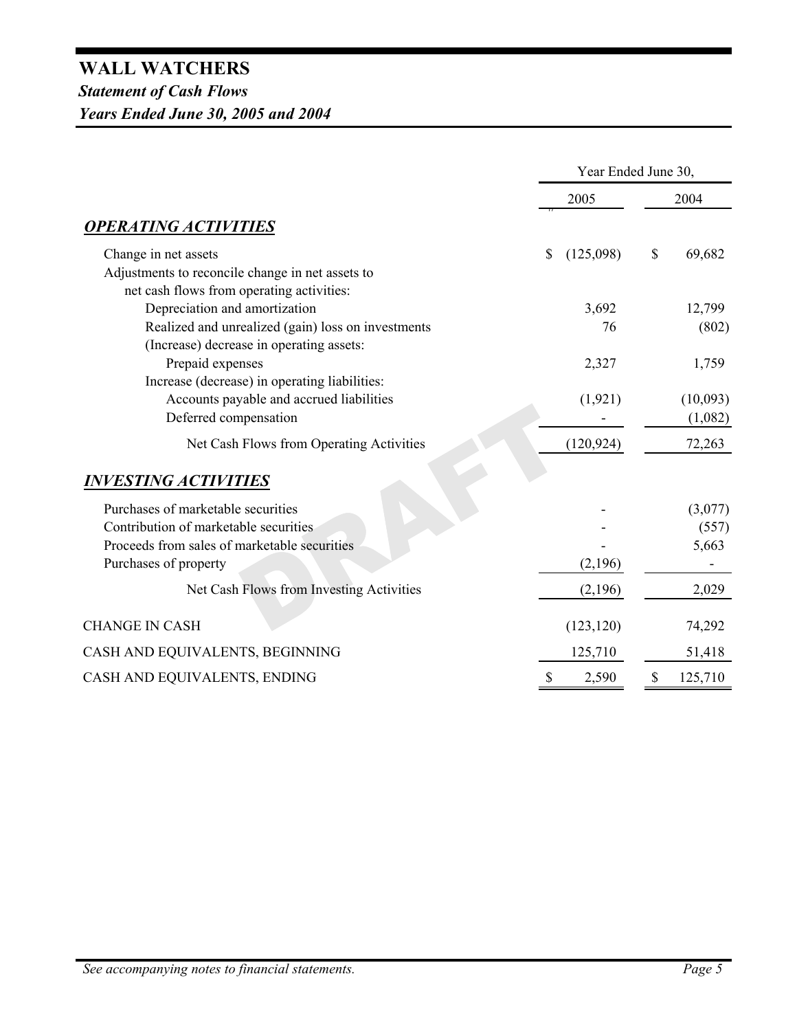# WALL WATCHERS

## *Statement of Cash Flows*

## *Years Ended June 30, 2005 and 2004*

| | Year Ended June 30, | |
|---|---|---|
| | 2005 | 2004 |
| ***OPERATING ACTIVITIES*** | | |
| Change in net assets | $ (125,098) | $ 69,682 |
| Adjustments to reconcile change in net assets to net cash flows from operating activities: | | |
| Depreciation and amortization | 3,692 | 12,799 |
| Realized and unrealized (gain) loss on investments | 76 | (802) |
| (Increase) decrease in operating assets: | | |
| Prepaid expenses | 2,327 | 1,759 |
| Increase (decrease) in operating liabilities: | | |
| Accounts payable and accrued liabilities | (1,921) | (10,093) |
| Deferred compensation | - | (1,082) |
| Net Cash Flows from Operating Activities | (120,924) | 72,263 |
| ***INVESTING ACTIVITIES*** | | |
| Purchases of marketable securities | - | (3,077) |
| Contribution of marketable securities | - | (557) |
| Proceeds from sales of marketable securities | - | 5,663 |
| Purchases of property | (2,196) | - |
| Net Cash Flows from Investing Activities | (2,196) | 2,029 |
| CHANGE IN CASH | (123,120) | 74,292 |
| CASH AND EQUIVALENTS, BEGINNING | 125,710 | 51,418 |
| CASH AND EQUIVALENTS, ENDING | $ 2,590 | $ 125,710 |

*See accompanying notes to financial statements.*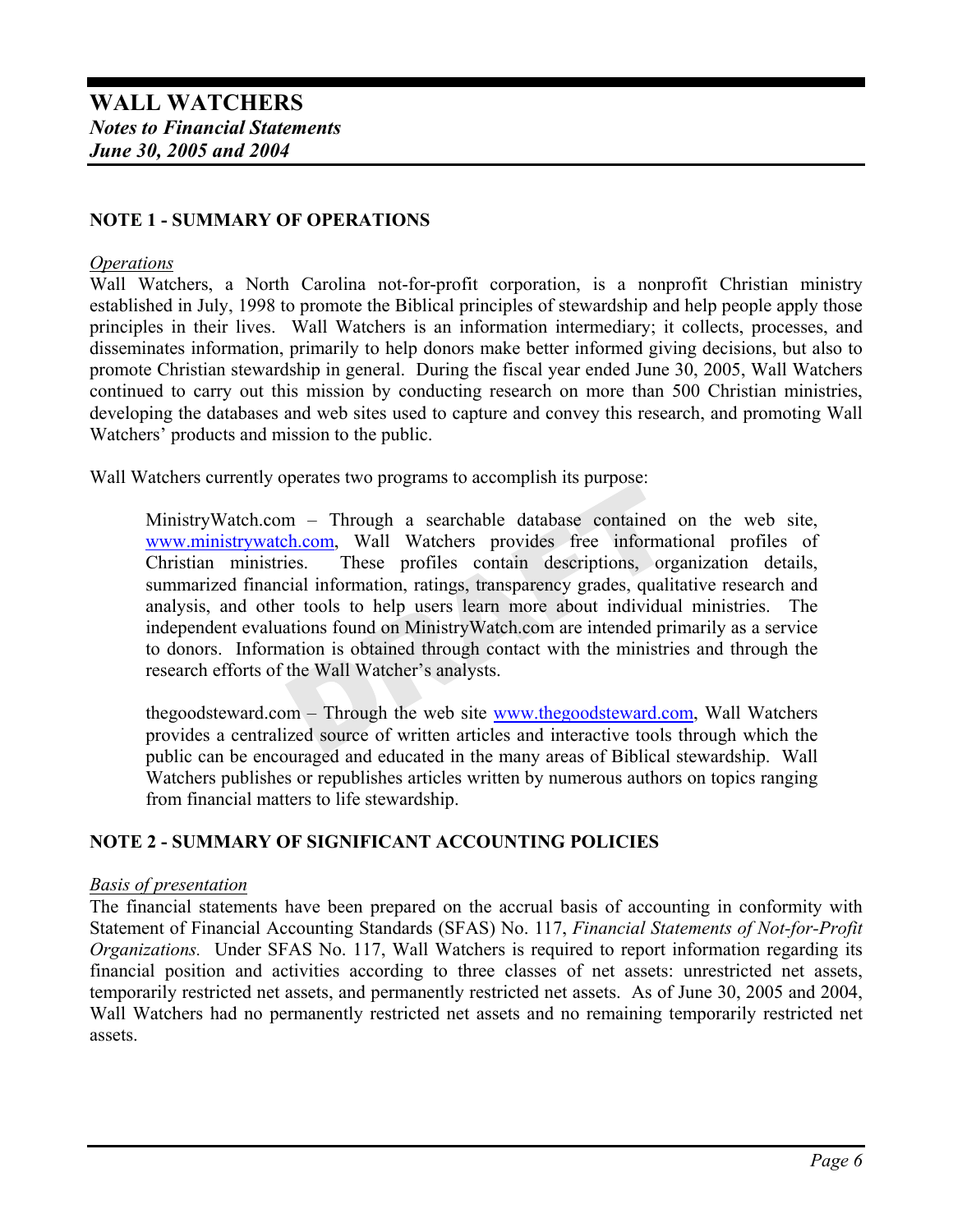# WALL WATCHERS

***Notes to Financial Statements***

***June 30, 2005 and 2004***

## NOTE 1 - SUMMARY OF OPERATIONS

*Operations*

Wall Watchers, a North Carolina not-for-profit corporation, is a nonprofit Christian ministry established in July, 1998 to promote the Biblical principles of stewardship and help people apply those principles in their lives. Wall Watchers is an information intermediary; it collects, processes, and disseminates information, primarily to help donors make better informed giving decisions, but also to promote Christian stewardship in general. During the fiscal year ended June 30, 2005, Wall Watchers continued to carry out this mission by conducting research on more than 500 Christian ministries, developing the databases and web sites used to capture and convey this research, and promoting Wall Watchers' products and mission to the public.

Wall Watchers currently operates two programs to accomplish its purpose:

> MinistryWatch.com – Through a searchable database contained on the web site, www.ministrywatch.com, Wall Watchers provides free informational profiles of Christian ministries. These profiles contain descriptions, organization details, summarized financial information, ratings, transparency grades, qualitative research and analysis, and other tools to help users learn more about individual ministries. The independent evaluations found on MinistryWatch.com are intended primarily as a service to donors. Information is obtained through contact with the ministries and through the research efforts of the Wall Watcher's analysts.
>
> thegoodsteward.com – Through the web site www.thegoodsteward.com, Wall Watchers provides a centralized source of written articles and interactive tools through which the public can be encouraged and educated in the many areas of Biblical stewardship. Wall Watchers publishes or republishes articles written by numerous authors on topics ranging from financial matters to life stewardship.

## NOTE 2 - SUMMARY OF SIGNIFICANT ACCOUNTING POLICIES

*Basis of presentation*

The financial statements have been prepared on the accrual basis of accounting in conformity with Statement of Financial Accounting Standards (SFAS) No. 117, *Financial Statements of Not-for-Profit Organizations.* Under SFAS No. 117, Wall Watchers is required to report information regarding its financial position and activities according to three classes of net assets: unrestricted net assets, temporarily restricted net assets, and permanently restricted net assets. As of June 30, 2005 and 2004, Wall Watchers had no permanently restricted net assets and no remaining temporarily restricted net assets.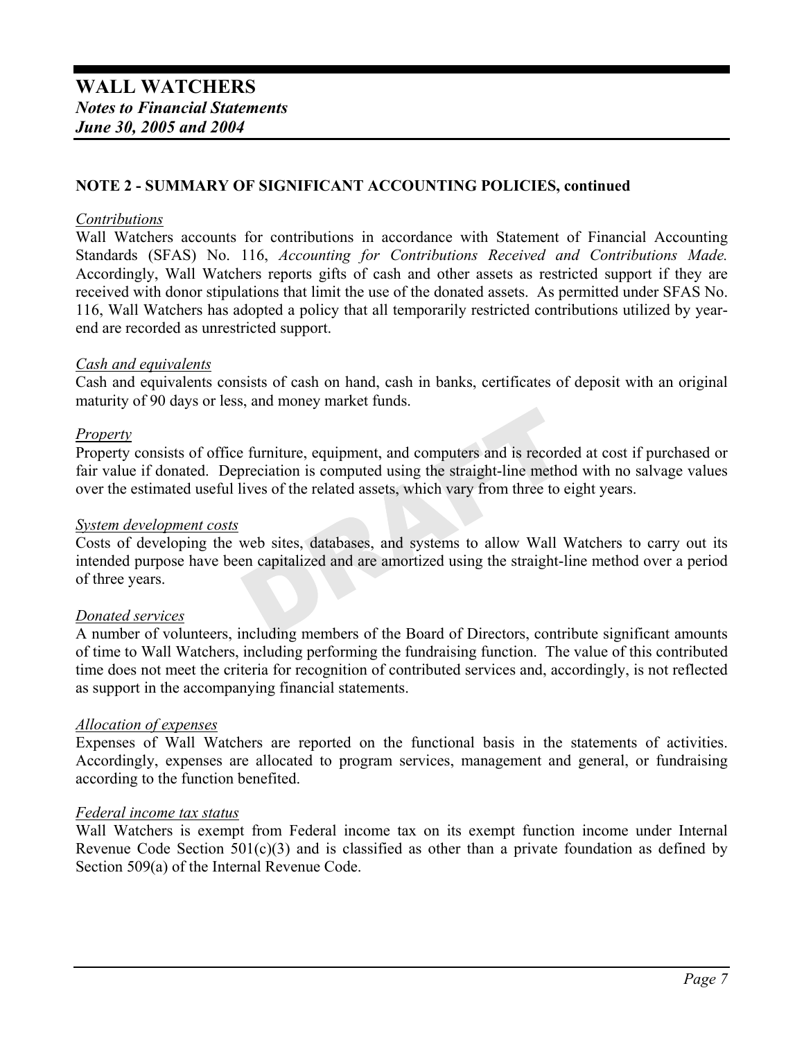# WALL WATCHERS

***Notes to Financial Statements***

***June 30, 2005 and 2004***

## NOTE 2 - SUMMARY OF SIGNIFICANT ACCOUNTING POLICIES, continued

### *Contributions*

Wall Watchers accounts for contributions in accordance with Statement of Financial Accounting Standards (SFAS) No. 116, *Accounting for Contributions Received and Contributions Made.* Accordingly, Wall Watchers reports gifts of cash and other assets as restricted support if they are received with donor stipulations that limit the use of the donated assets. As permitted under SFAS No. 116, Wall Watchers has adopted a policy that all temporarily restricted contributions utilized by year-end are recorded as unrestricted support.

### *Cash and equivalents*

Cash and equivalents consists of cash on hand, cash in banks, certificates of deposit with an original maturity of 90 days or less, and money market funds.

### *Property*

Property consists of office furniture, equipment, and computers and is recorded at cost if purchased or fair value if donated. Depreciation is computed using the straight-line method with no salvage values over the estimated useful lives of the related assets, which vary from three to eight years.

### *System development costs*

Costs of developing the web sites, databases, and systems to allow Wall Watchers to carry out its intended purpose have been capitalized and are amortized using the straight-line method over a period of three years.

### *Donated services*

A number of volunteers, including members of the Board of Directors, contribute significant amounts of time to Wall Watchers, including performing the fundraising function. The value of this contributed time does not meet the criteria for recognition of contributed services and, accordingly, is not reflected as support in the accompanying financial statements.

### *Allocation of expenses*

Expenses of Wall Watchers are reported on the functional basis in the statements of activities. Accordingly, expenses are allocated to program services, management and general, or fundraising according to the function benefited.

### *Federal income tax status*

Wall Watchers is exempt from Federal income tax on its exempt function income under Internal Revenue Code Section 501(c)(3) and is classified as other than a private foundation as defined by Section 509(a) of the Internal Revenue Code.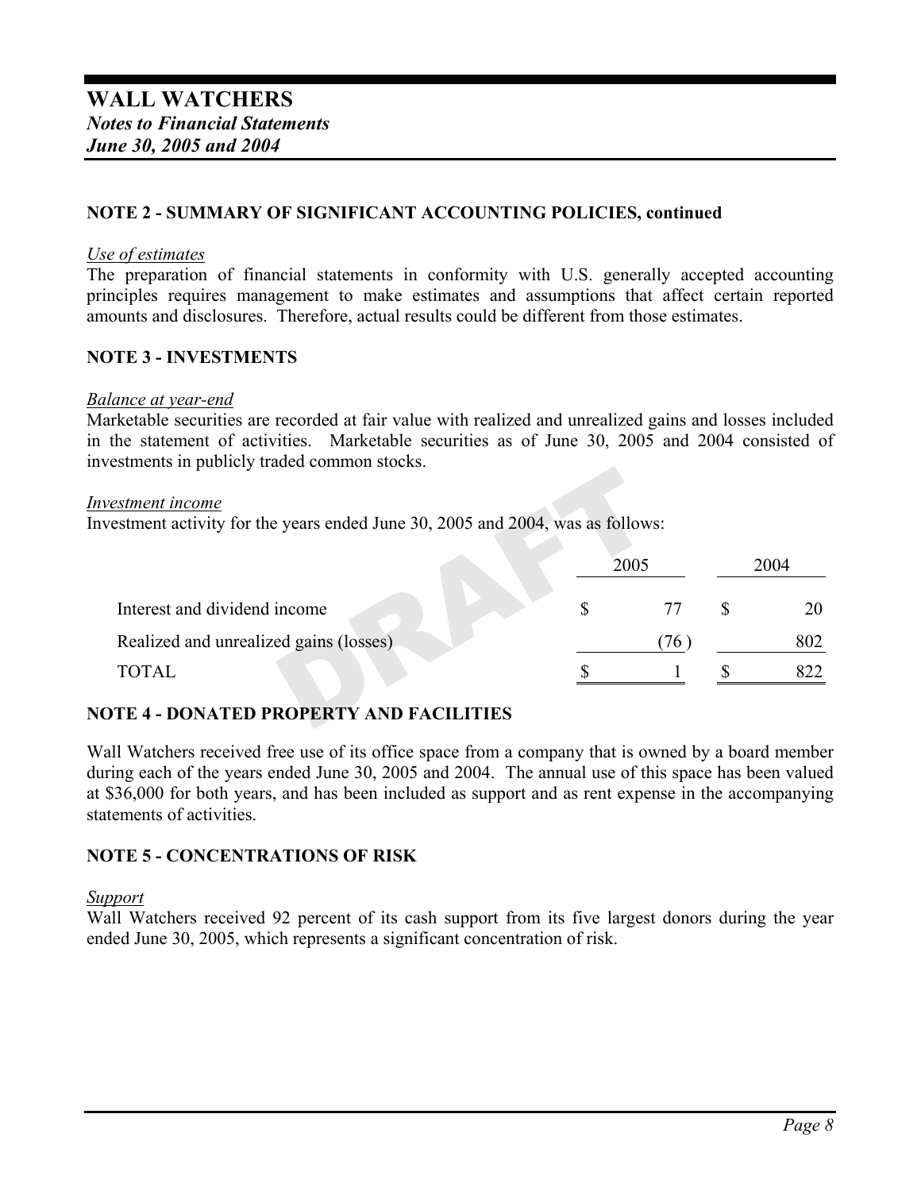# WALL WATCHERS

*Notes to Financial Statements*
*June 30, 2005 and 2004*

## NOTE 2 - SUMMARY OF SIGNIFICANT ACCOUNTING POLICIES, continued

*Use of estimates*
The preparation of financial statements in conformity with U.S. generally accepted accounting principles requires management to make estimates and assumptions that affect certain reported amounts and disclosures. Therefore, actual results could be different from those estimates.

## NOTE 3 - INVESTMENTS

*Balance at year-end*
Marketable securities are recorded at fair value with realized and unrealized gains and losses included in the statement of activities. Marketable securities as of June 30, 2005 and 2004 consisted of investments in publicly traded common stocks.

*Investment income*
Investment activity for the years ended June 30, 2005 and 2004, was as follows:

| | 2005 | 2004 |
|---|---|---|
| Interest and dividend income | $ 77 | $ 20 |
| Realized and unrealized gains (losses) | (76) | 802 |
| TOTAL | $ 1 | $ 822 |

## NOTE 4 - DONATED PROPERTY AND FACILITIES

Wall Watchers received free use of its office space from a company that is owned by a board member during each of the years ended June 30, 2005 and 2004. The annual use of this space has been valued at $36,000 for both years, and has been included as support and as rent expense in the accompanying statements of activities.

## NOTE 5 - CONCENTRATIONS OF RISK

*Support*
Wall Watchers received 92 percent of its cash support from its five largest donors during the year ended June 30, 2005, which represents a significant concentration of risk.